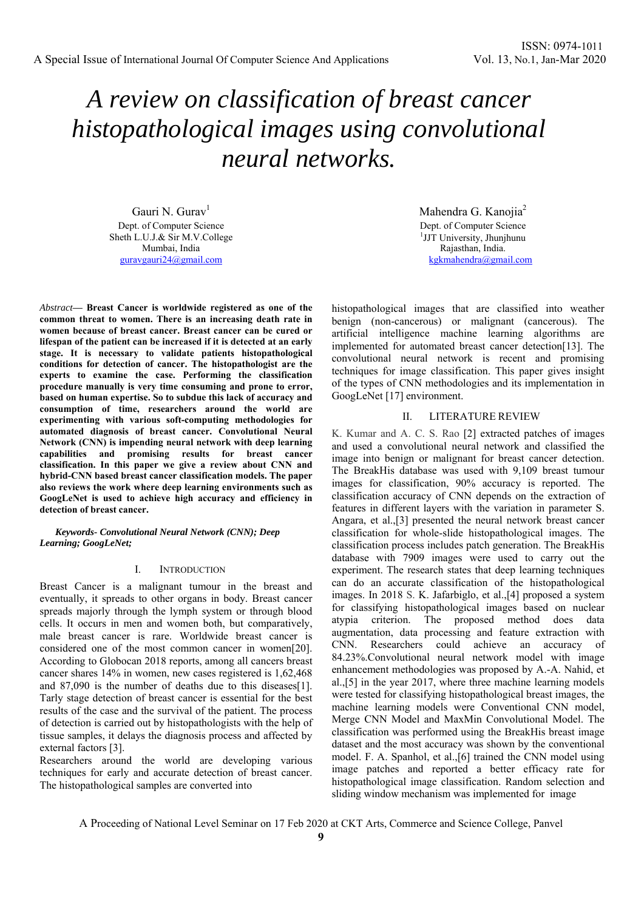# A review on classification of breast cancer histopathological images using convolutional neural networks.

Gauri N. Gurav[1]
Dept. of Computer Science
Sheth L.U.J.& Sir M.V.College
Mumbai, India
guravgauri24@gmail.com

Mahendra G. Kanojia[2]
Dept. of Computer Science
[1]JJT University, Jhunjhunu
Rajasthan, India.
kgkmahendra@gmail.com

*Abstract*— **Breast Cancer is worldwide registered as one of the common threat to women. There is an increasing death rate in women because of breast cancer. Breast cancer can be cured or lifespan of the patient can be increased if it is detected at an early stage. It is necessary to validate patients histopathological conditions for detection of cancer. The histopathologist are the experts to examine the case. Performing the classification procedure manually is very time consuming and prone to error, based on human expertise. So to subdue this lack of accuracy and consumption of time, researchers around the world are experimenting with various soft-computing methodologies for automated diagnosis of breast cancer. Convolutional Neural Network (CNN) is impending neural network with deep learning capabilities and promising results for breast cancer classification. In this paper we give a review about CNN and hybrid-CNN based breast cancer classification models. The paper also reviews the work where deep learning environments such as GoogLeNet is used to achieve high accuracy and efficiency in detection of breast cancer.**

***Keywords- Convolutional Neural Network (CNN); Deep Learning; GoogLeNet;***

## I. Introduction

Breast Cancer is a malignant tumour in the breast and eventually, it spreads to other organs in body. Breast cancer spreads majorly through the lymph system or through blood cells. It occurs in men and women both, but comparatively, male breast cancer is rare. Worldwide breast cancer is considered one of the most common cancer in women[20]. According to Globocan 2018 reports, among all cancers breast cancer shares 14% in women, new cases registered is 1,62,468 and 87,090 is the number of deaths due to this diseases[1]. Tarly stage detection of breast cancer is essential for the best results of the case and the survival of the patient. The process of detection is carried out by histopathologists with the help of tissue samples, it delays the diagnosis process and affected by external factors [3].

Researchers around the world are developing various techniques for early and accurate detection of breast cancer. The histopathological samples are converted into histopathological images that are classified into weather benign (non-cancerous) or malignant (cancerous). The artificial intelligence machine learning algorithms are implemented for automated breast cancer detection[13]. The convolutional neural network is recent and promising techniques for image classification. This paper gives insight of the types of CNN methodologies and its implementation in GoogLeNet [17] environment.

## II. Literature Review

K. Kumar and A. C. S. Rao [2] extracted patches of images and used a convolutional neural network and classified the image into benign or malignant for breast cancer detection. The BreakHis database was used with 9,109 breast tumour images for classification, 90% accuracy is reported. The classification accuracy of CNN depends on the extraction of features in different layers with the variation in parameter S. Angara, et al.,[3] presented the neural network breast cancer classification for whole-slide histopathological images. The classification process includes patch generation. The BreakHis database with 7909 images were used to carry out the experiment. The research states that deep learning techniques can do an accurate classification of the histopathological images. In 2018 S. K. Jafarbiglo, et al.,[4] proposed a system for classifying histopathological images based on nuclear atypia criterion. The proposed method does data augmentation, data processing and feature extraction with CNN. Researchers could achieve an accuracy of 84.23%.Convolutional neural network model with image enhancement methodologies was proposed by A.-A. Nahid, et al.,[5] in the year 2017, where three machine learning models were tested for classifying histopathological breast images, the machine learning models were Conventional CNN model, Merge CNN Model and MaxMin Convolutional Model. The classification was performed using the BreakHis breast image dataset and the most accuracy was shown by the conventional model. F. A. Spanhol, et al.,[6] trained the CNN model using image patches and reported a better efficacy rate for histopathological image classification. Random selection and sliding window mechanism was implemented for image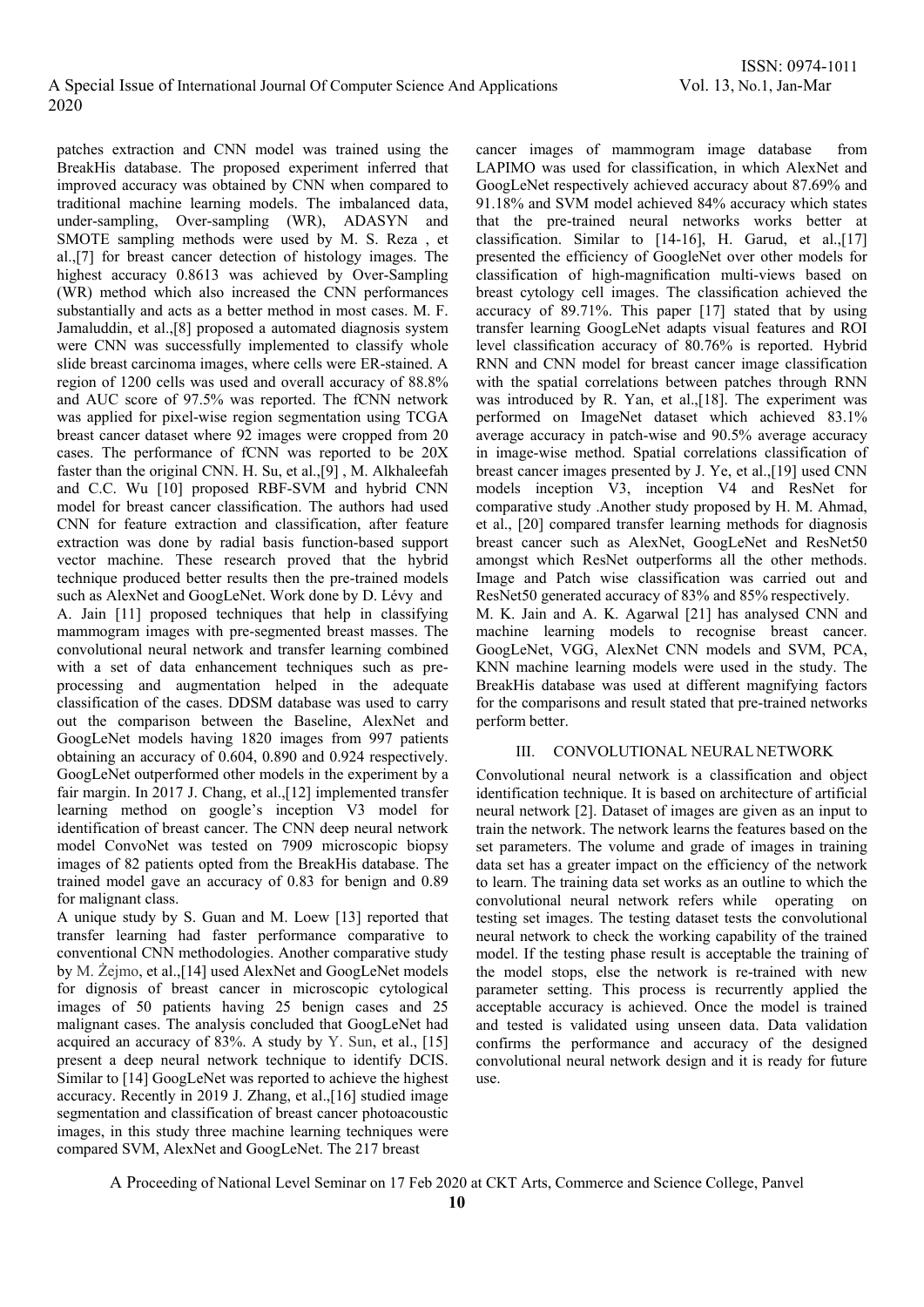patches extraction and CNN model was trained using the BreakHis database. The proposed experiment inferred that improved accuracy was obtained by CNN when compared to traditional machine learning models. The imbalanced data, under-sampling, Over-sampling (WR), ADASYN and SMOTE sampling methods were used by M. S. Reza , et al.,[7] for breast cancer detection of histology images. The highest accuracy 0.8613 was achieved by Over-Sampling (WR) method which also increased the CNN performances substantially and acts as a better method in most cases. M. F. Jamaluddin, et al.,[8] proposed a automated diagnosis system were CNN was successfully implemented to classify whole slide breast carcinoma images, where cells were ER-stained. A region of 1200 cells was used and overall accuracy of 88.8% and AUC score of 97.5% was reported. The fCNN network was applied for pixel-wise region segmentation using TCGA breast cancer dataset where 92 images were cropped from 20 cases. The performance of fCNN was reported to be 20X faster than the original CNN. H. Su, et al.,[9] , M. Alkhaleefah and C.C. Wu [10] proposed RBF-SVM and hybrid CNN model for breast cancer classification. The authors had used CNN for feature extraction and classification, after feature extraction was done by radial basis function-based support vector machine. These research proved that the hybrid technique produced better results then the pre-trained models such as AlexNet and GoogLeNet. Work done by D. Lévy and A. Jain [11] proposed techniques that help in classifying mammogram images with pre-segmented breast masses. The convolutional neural network and transfer learning combined with a set of data enhancement techniques such as pre-processing and augmentation helped in the adequate classification of the cases. DDSM database was used to carry out the comparison between the Baseline, AlexNet and GoogLeNet models having 1820 images from 997 patients obtaining an accuracy of 0.604, 0.890 and 0.924 respectively. GoogLeNet outperformed other models in the experiment by a fair margin. In 2017 J. Chang, et al.,[12] implemented transfer learning method on google's inception V3 model for identification of breast cancer. The CNN deep neural network model ConvoNet was tested on 7909 microscopic biopsy images of 82 patients opted from the BreakHis database. The trained model gave an accuracy of 0.83 for benign and 0.89 for malignant class.

A unique study by S. Guan and M. Loew [13] reported that transfer learning had faster performance comparative to conventional CNN methodologies. Another comparative study by M. Żejmo, et al.,[14] used AlexNet and GoogLeNet models for dignosis of breast cancer in microscopic cytological images of 50 patients having 25 benign cases and 25 malignant cases. The analysis concluded that GoogLeNet had acquired an accuracy of 83%. A study by Y. Sun, et al., [15] present a deep neural network technique to identify DCIS. Similar to [14] GoogLeNet was reported to achieve the highest accuracy. Recently in 2019 J. Zhang, et al.,[16] studied image segmentation and classification of breast cancer photoacoustic images, in this study three machine learning techniques were compared SVM, AlexNet and GoogLeNet. The 217 breast cancer images of mammogram image database from LAPIMO was used for classification, in which AlexNet and GoogLeNet respectively achieved accuracy about 87.69% and 91.18% and SVM model achieved 84% accuracy which states that the pre-trained neural networks works better at classification. Similar to [14-16], H. Garud, et al.,[17] presented the efficiency of GoogleNet over other models for classification of high-magnification multi-views based on breast cytology cell images. The classification achieved the accuracy of 89.71%. This paper [17] stated that by using transfer learning GoogLeNet adapts visual features and ROI level classification accuracy of 80.76% is reported. Hybrid RNN and CNN model for breast cancer image classification with the spatial correlations between patches through RNN was introduced by R. Yan, et al.,[18]. The experiment was performed on ImageNet dataset which achieved 83.1% average accuracy in patch-wise and 90.5% average accuracy in image-wise method. Spatial correlations classification of breast cancer images presented by J. Ye, et al.,[19] used CNN models inception V3, inception V4 and ResNet for comparative study .Another study proposed by H. M. Ahmad, et al., [20] compared transfer learning methods for diagnosis breast cancer such as AlexNet, GoogLeNet and ResNet50 amongst which ResNet outperforms all the other methods. Image and Patch wise classification was carried out and ResNet50 generated accuracy of 83% and 85% respectively.

M. K. Jain and A. K. Agarwal [21] has analysed CNN and machine learning models to recognise breast cancer. GoogLeNet, VGG, AlexNet CNN models and SVM, PCA, KNN machine learning models were used in the study. The BreakHis database was used at different magnifying factors for the comparisons and result stated that pre-trained networks perform better.

## III. CONVOLUTIONAL NEURAL NETWORK

Convolutional neural network is a classification and object identification technique. It is based on architecture of artificial neural network [2]. Dataset of images are given as an input to train the network. The network learns the features based on the set parameters. The volume and grade of images in training data set has a greater impact on the efficiency of the network to learn. The training data set works as an outline to which the convolutional neural network refers while operating on testing set images. The testing dataset tests the convolutional neural network to check the working capability of the trained model. If the testing phase result is acceptable the training of the model stops, else the network is re-trained with new parameter setting. This process is recurrently applied the acceptable accuracy is achieved. Once the model is trained and tested is validated using unseen data. Data validation confirms the performance and accuracy of the designed convolutional neural network design and it is ready for future use.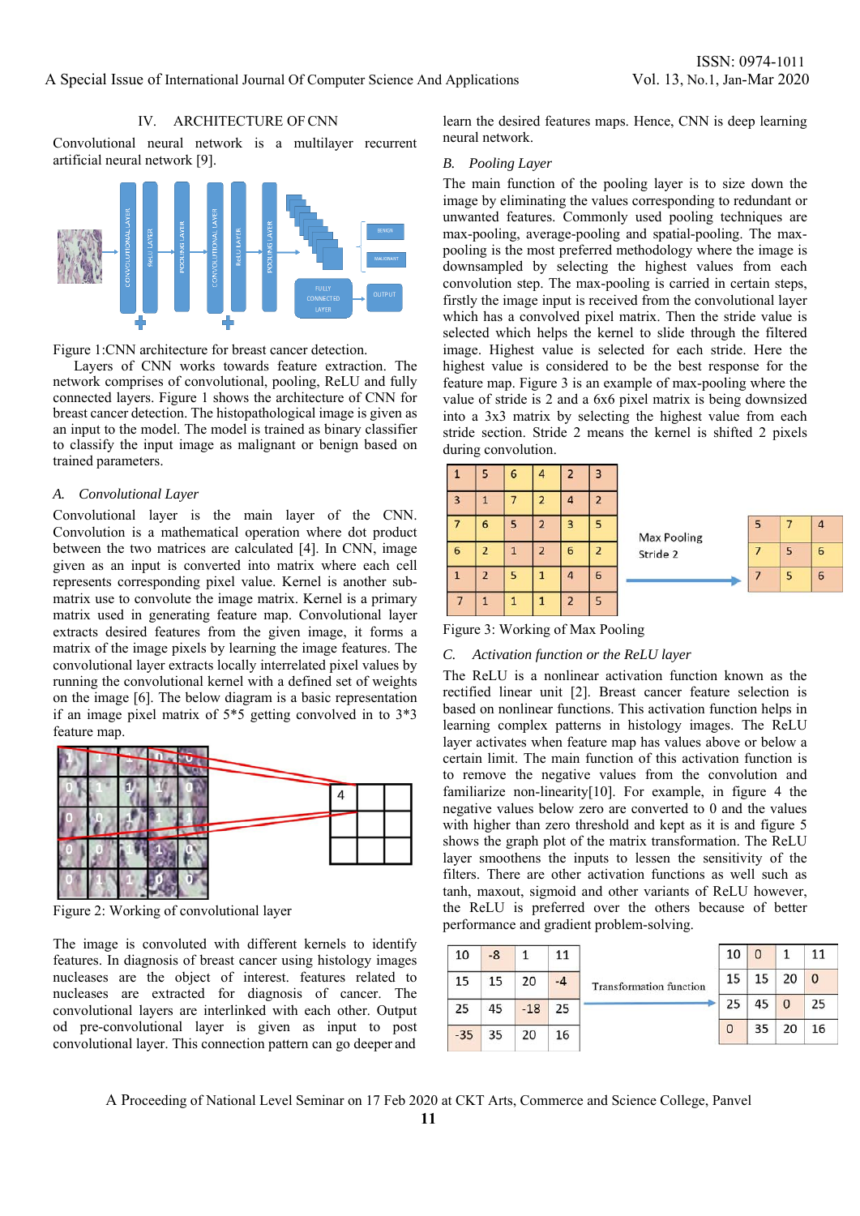## IV. ARCHITECTURE OF CNN

Convolutional neural network is a multilayer recurrent artificial neural network [9].

Figure 1:CNN architecture for breast cancer detection.

Layers of CNN works towards feature extraction. The network comprises of convolutional, pooling, ReLU and fully connected layers. Figure 1 shows the architecture of CNN for breast cancer detection. The histopathological image is given as an input to the model. The model is trained as binary classifier to classify the input image as malignant or benign based on trained parameters.

### *A. Convolutional Layer*

Convolutional layer is the main layer of the CNN. Convolution is a mathematical operation where dot product between the two matrices are calculated [4]. In CNN, image given as an input is converted into matrix where each cell represents corresponding pixel value. Kernel is another sub-matrix use to convolute the image matrix. Kernel is a primary matrix used in generating feature map. Convolutional layer extracts desired features from the given image, it forms a matrix of the image pixels by learning the image features. The convolutional layer extracts locally interrelated pixel values by running the convolutional kernel with a defined set of weights on the image [6]. The below diagram is a basic representation if an image pixel matrix of 5*5 getting convolved in to 3*3 feature map.

Figure 2: Working of convolutional layer

The image is convoluted with different kernels to identify features. In diagnosis of breast cancer using histology images nucleases are the object of interest. features related to nucleases are extracted for diagnosis of cancer. The convolutional layers are interlinked with each other. Output od pre-convolutional layer is given as input to post convolutional layer. This connection pattern can go deeper and learn the desired features maps. Hence, CNN is deep learning neural network.

### *B. Pooling Layer*

The main function of the pooling layer is to size down the image by eliminating the values corresponding to redundant or unwanted features. Commonly used pooling techniques are max-pooling, average-pooling and spatial-pooling. The max-pooling is the most preferred methodology where the image is downsampled by selecting the highest values from each convolution step. The max-pooling is carried in certain steps, firstly the image input is received from the convolutional layer which has a convolved pixel matrix. Then the stride value is selected which helps the kernel to slide through the filtered image. Highest value is selected for each stride. Here the highest value is considered to be the best response for the feature map. Figure 3 is an example of max-pooling where the value of stride is 2 and a 6x6 pixel matrix is being downsized into a 3x3 matrix by selecting the highest value from each stride section. Stride 2 means the kernel is shifted 2 pixels during convolution.

| 1 | 5 | 6 | 4 | 2 | 3 |
|---|---|---|---|---|---|
| 3 | 1 | 7 | 2 | 4 | 2 |
| 7 | 6 | 5 | 2 | 3 | 5 |
| 6 | 2 | 1 | 2 | 6 | 2 |
| 1 | 2 | 5 | 1 | 4 | 6 |
| 7 | 1 | 1 | 1 | 2 | 5 |

Max Pooling Stride 2

| 5 | 7 | 4 |
|---|---|---|
| 7 | 5 | 6 |
| 7 | 5 | 6 |

Figure 3: Working of Max Pooling

### *C. Activation function or the ReLU layer*

The ReLU is a nonlinear activation function known as the rectified linear unit [2]. Breast cancer feature selection is based on nonlinear functions. This activation function helps in learning complex patterns in histology images. The ReLU layer activates when feature map has values above or below a certain limit. The main function of this activation function is to remove the negative values from the convolution and familiarize non-linearity[10]. For example, in figure 4 the negative values below zero are converted to 0 and the values with higher than zero threshold and kept as it is and figure 5 shows the graph plot of the matrix transformation. The ReLU layer smoothens the inputs to lessen the sensitivity of the filters. There are other activation functions as well such as tanh, maxout, sigmoid and other variants of ReLU however, the ReLU is preferred over the others because of better performance and gradient problem-solving.

| 10 | -8 | 1 | 11 |
|---|---|---|---|
| 15 | 15 | 20 | -4 |
| 25 | 45 | -18 | 25 |
| -35 | 35 | 20 | 16 |

Transformation function

| 10 | 0 | 1 | 11 |
|---|---|---|---|
| 15 | 15 | 20 | 0 |
| 25 | 45 | 0 | 25 |
| 0 | 35 | 20 | 16 |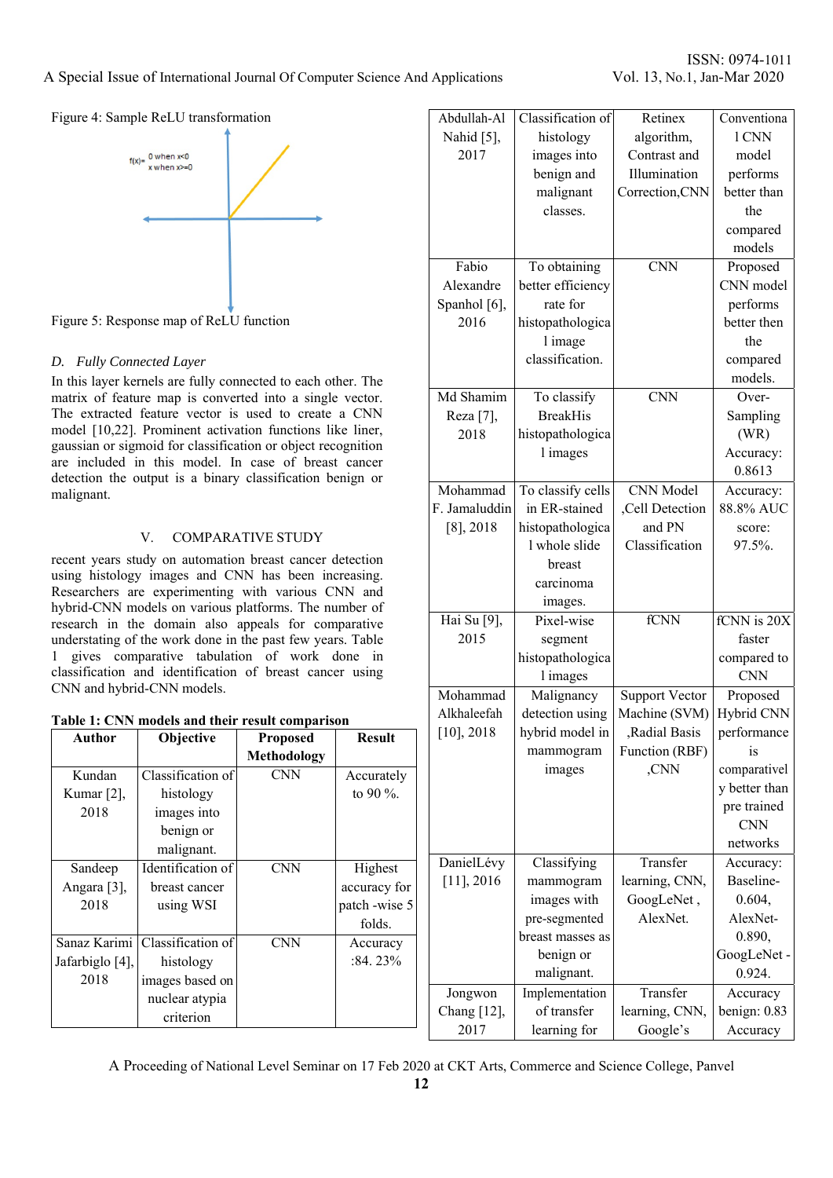Figure 4: Sample ReLU transformation

f(x)= 0 when x<0
x when x>=0

Figure 5: Response map of ReLU function

### D. *Fully Connected Layer*

In this layer kernels are fully connected to each other. The matrix of feature map is converted into a single vector. The extracted feature vector is used to create a CNN model [10,22]. Prominent activation functions like liner, gaussian or sigmoid for classification or object recognition are included in this model. In case of breast cancer detection the output is a binary classification benign or malignant.

## V. COMPARATIVE STUDY

recent years study on automation breast cancer detection using histology images and CNN has been increasing. Researchers are experimenting with various CNN and hybrid-CNN models on various platforms. The number of research in the domain also appeals for comparative understating of the work done in the past few years. Table 1 gives comparative tabulation of work done in classification and identification of breast cancer using CNN and hybrid-CNN models.

**Table 1: CNN models and their result comparison**

| Author | Objective | Proposed Methodology | Result |
|---|---|---|---|
| Kundan Kumar [2], 2018 | Classification of histology images into benign or malignant. | CNN | Accurately to 90 %. |
| Sandeep Angara [3], 2018 | Identification of breast cancer using WSI | CNN | Highest accuracy for patch -wise 5 folds. |
| Sanaz Karimi Jafarbiglo [4], 2018 | Classification of histology images based on nuclear atypia criterion | CNN | Accuracy :84. 23% |
| Abdullah-Al Nahid [5], 2017 | Classification of histology images into benign and malignant classes. | Retinex algorithm, Contrast and Illumination Correction,CNN | Conventional CNN model performs better than the compared models |
| Fabio Alexandre Spanhol [6], 2016 | To obtaining better efficiency rate for histopathological image classification. | CNN | Proposed CNN model performs better then the compared models. |
| Md Shamim Reza [7], 2018 | To classify BreakHis histopathological images | CNN | Over-Sampling (WR) Accuracy: 0.8613 |
| Mohammad F. Jamaluddin [8], 2018 | To classify cells in ER-stained histopathological whole slide breast carcinoma images. | CNN Model ,Cell Detection and PN Classification | Accuracy: 88.8% AUC score: 97.5%. |
| Hai Su [9], 2015 | Pixel-wise segment histopathological images | fCNN | fCNN is 20X faster compared to CNN |
| Mohammad Alkhaleefah [10], 2018 | Malignancy detection using hybrid model in mammogram images | Support Vector Machine (SVM) ,Radial Basis Function (RBF) ,CNN | Proposed Hybrid CNN performance is comparatively better than pre trained CNN networks |
| DanielLévy [11], 2016 | Classifying mammogram images with pre-segmented breast masses as benign or malignant. | Transfer learning, CNN, GoogLeNet , AlexNet. | Accuracy: Baseline-0.604, AlexNet-0.890, GoogLeNet -0.924. |
| Jongwon Chang [12], 2017 | Implementation of transfer learning for | Transfer learning, CNN, Google's | Accuracy benign: 0.83 Accuracy |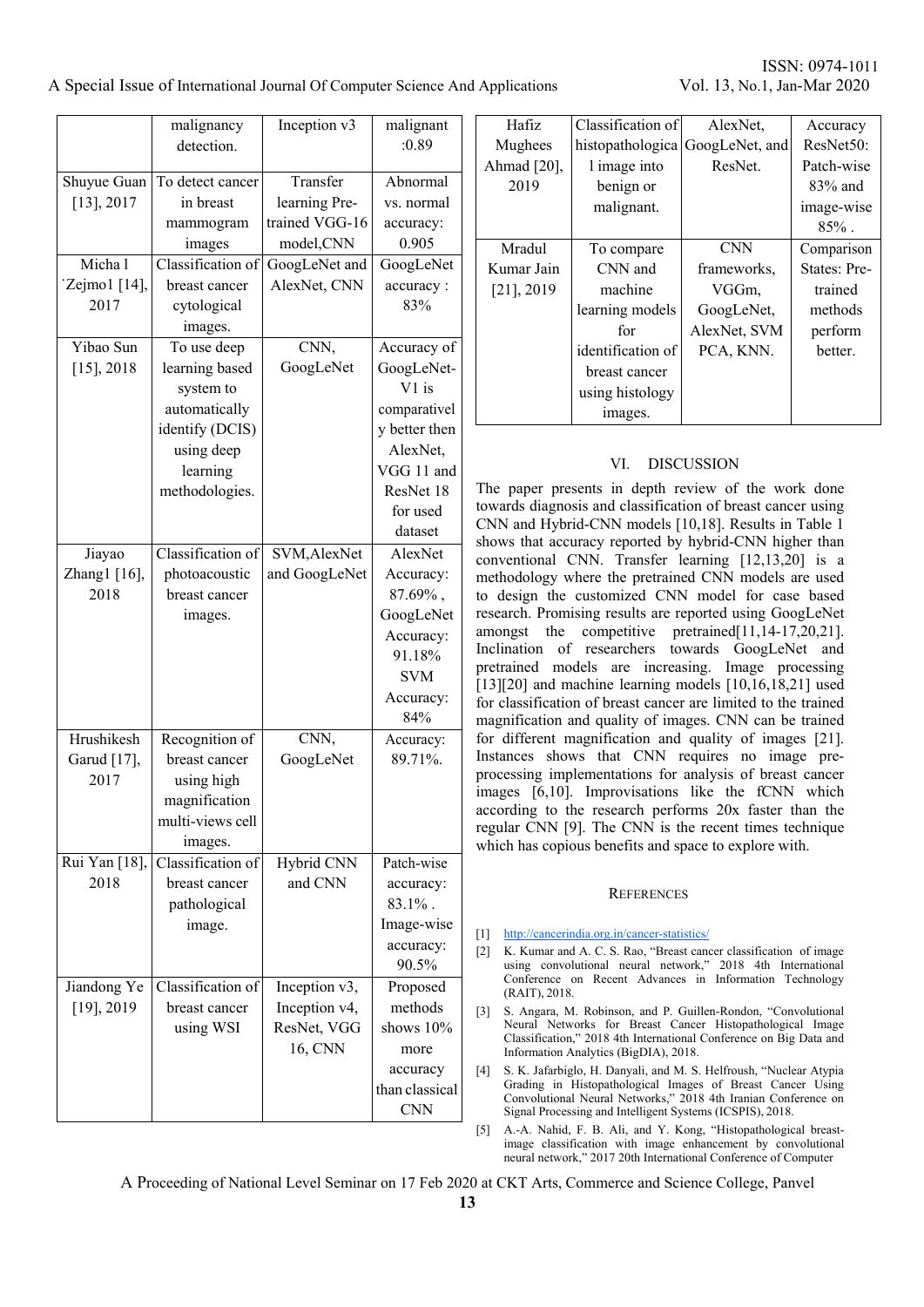|  | malignancy detection. | Inception v3 | malignant :0.89 |
|---|---|---|---|
| Shuyue Guan [13], 2017 | To detect cancer in breast mammogram images | Transfer learning Pre-trained VGG-16 model,CNN | Abnormal vs. normal accuracy: 0.905 |
| Micha l ˙Zejmo1 [14], 2017 | Classification of breast cancer cytological images. | GoogLeNet and AlexNet, CNN | GoogLeNet accuracy : 83% |
| Yibao Sun [15], 2018 | To use deep learning based system to automatically identify (DCIS) using deep learning methodologies. | CNN, GoogLeNet | Accuracy of GoogLeNet-V1 is comparatively better then AlexNet, VGG 11 and ResNet 18 for used dataset |
| Jiayao Zhang1 [16], 2018 | Classification of photoacoustic breast cancer images. | SVM,AlexNet and GoogLeNet | AlexNet Accuracy: 87.69% , GoogLeNet Accuracy: 91.18% SVM Accuracy: 84% |
| Hrushikesh Garud [17], 2017 | Recognition of breast cancer using high magnification multi-views cell images. | CNN, GoogLeNet | Accuracy: 89.71%. |
| Rui Yan [18], 2018 | Classification of breast cancer pathological image. | Hybrid CNN and CNN | Patch-wise accuracy: 83.1% . Image-wise accuracy: 90.5% |
| Jiandong Ye [19], 2019 | Classification of breast cancer using WSI | Inception v3, Inception v4, ResNet, VGG 16, CNN | Proposed methods shows 10% more accuracy than classical CNN |
| Hafiz Mughees Ahmad [20], 2019 | Classification of histopathologica l image into benign or malignant. | AlexNet, GoogLeNet, and ResNet. | Accuracy ResNet50: Patch-wise 83% and image-wise 85% . |
| Mradul Kumar Jain [21], 2019 | To compare CNN and machine learning models for identification of breast cancer using histology images. | CNN frameworks, VGGm, GoogLeNet, AlexNet, SVM PCA, KNN. | Comparison States: Pre-trained methods perform better. |

## VI. DISCUSSION

The paper presents in depth review of the work done towards diagnosis and classification of breast cancer using CNN and Hybrid-CNN models [10,18]. Results in Table 1 shows that accuracy reported by hybrid-CNN higher than conventional CNN. Transfer learning [12,13,20] is a methodology where the pretrained CNN models are used to design the customized CNN model for case based research. Promising results are reported using GoogLeNet amongst the competitive pretrained[11,14-17,20,21]. Inclination of researchers towards GoogLeNet and pretrained models are increasing. Image processing [13][20] and machine learning models [10,16,18,21] used for classification of breast cancer are limited to the trained magnification and quality of images. CNN can be trained for different magnification and quality of images [21]. Instances shows that CNN requires no pre-processing implementations for analysis of breast cancer images [6,10]. Improvisations like the fCNN which according to the research performs 20x faster than the regular CNN [9]. The CNN is the recent times technique which has copious benefits and space to explore with.

## REFERENCES

[1] http://cancerindia.org.in/cancer-statistics/

[2] K. Kumar and A. C. S. Rao, "Breast cancer classification of image using convolutional neural network," 2018 4th International Conference on Recent Advances in Information Technology (RAIT), 2018.

[3] S. Angara, M. Robinson, and P. Guillen-Rondon, "Convolutional Neural Networks for Breast Cancer Histopathological Image Classification," 2018 4th International Conference on Big Data and Information Analytics (BigDIA), 2018.

[4] S. K. Jafarbiglo, H. Danyali, and M. S. Helfroush, "Nuclear Atypia Grading in Histopathological Images of Breast Cancer Using Convolutional Neural Networks," 2018 4th Iranian Conference on Signal Processing and Intelligent Systems (ICSPIS), 2018.

[5] A.-A. Nahid, F. B. Ali, and Y. Kong, "Histopathological breast-image classification with image enhancement by convolutional neural network," 2017 20th International Conference of Computer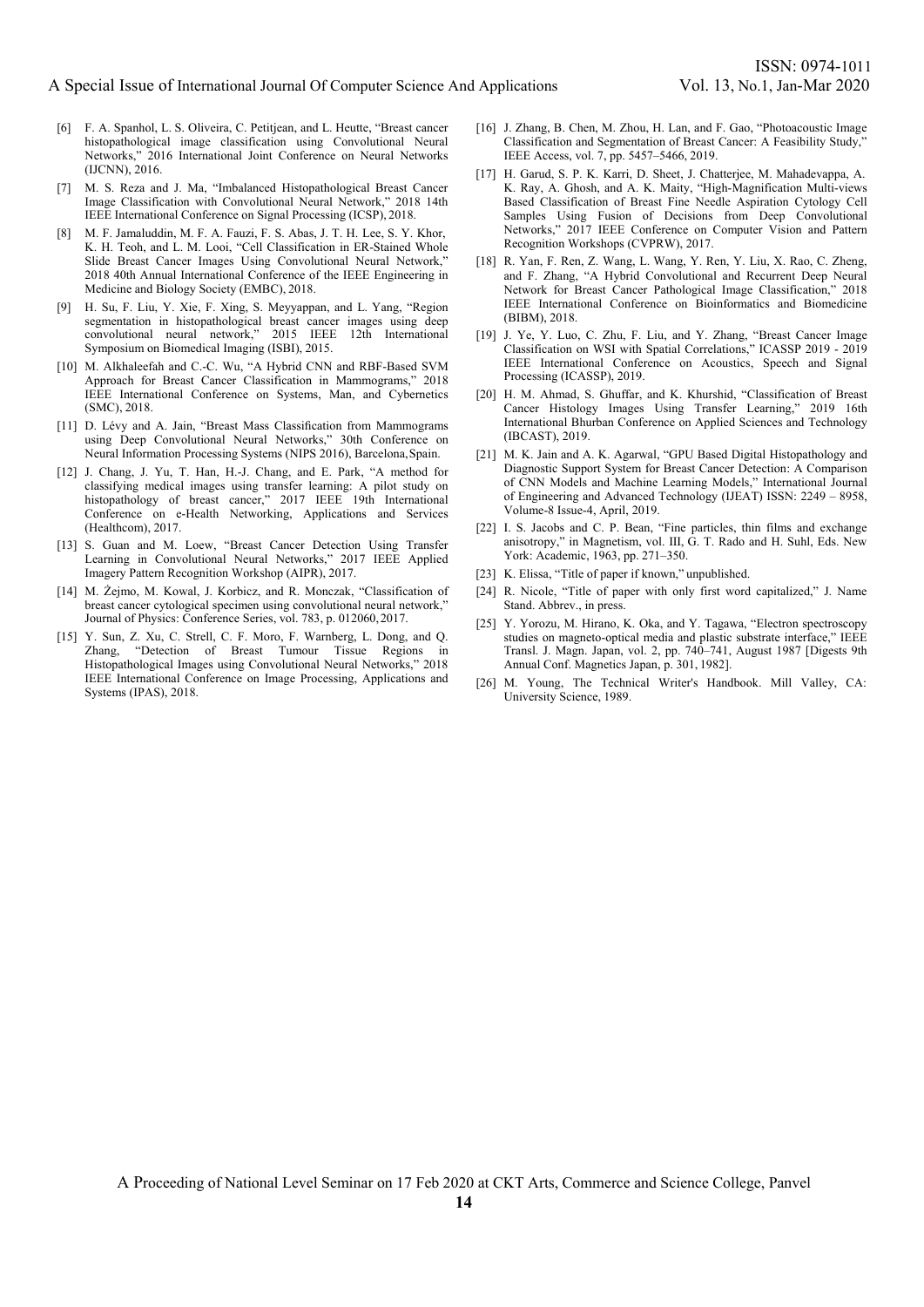[6] F. A. Spanhol, L. S. Oliveira, C. Petitjean, and L. Heutte, “Breast cancer histopathological image classification using Convolutional Neural Networks,” 2016 International Joint Conference on Neural Networks (IJCNN), 2016.

[7] M. S. Reza and J. Ma, “Imbalanced Histopathological Breast Cancer Image Classification with Convolutional Neural Network,” 2018 14th IEEE International Conference on Signal Processing (ICSP), 2018.

[8] M. F. Jamaluddin, M. F. A. Fauzi, F. S. Abas, J. T. H. Lee, S. Y. Khor, K. H. Teoh, and L. M. Looi, “Cell Classification in ER-Stained Whole Slide Breast Cancer Images Using Convolutional Neural Network,” 2018 40th Annual International Conference of the IEEE Engineering in Medicine and Biology Society (EMBC), 2018.

[9] H. Su, F. Liu, Y. Xie, F. Xing, S. Meyyappan, and L. Yang, “Region segmentation in histopathological breast cancer images using deep convolutional neural network,” 2015 IEEE 12th International Symposium on Biomedical Imaging (ISBI), 2015.

[10] M. Alkhaleefah and C.-C. Wu, “A Hybrid CNN and RBF-Based SVM Approach for Breast Cancer Classification in Mammograms,” 2018 IEEE International Conference on Systems, Man, and Cybernetics (SMC), 2018.

[11] D. Lévy and A. Jain, “Breast Mass Classification from Mammograms using Deep Convolutional Neural Networks,” 30th Conference on Neural Information Processing Systems (NIPS 2016), Barcelona, Spain.

[12] J. Chang, J. Yu, T. Han, H.-J. Chang, and E. Park, “A method for classifying medical images using transfer learning: A pilot study on histopathology of breast cancer,” 2017 IEEE 19th International Conference on e-Health Networking, Applications and Services (Healthcom), 2017.

[13] S. Guan and M. Loew, “Breast Cancer Detection Using Transfer Learning in Convolutional Neural Networks,” 2017 IEEE Applied Imagery Pattern Recognition Workshop (AIPR), 2017.

[14] M. Żejmo, M. Kowal, J. Korbicz, and R. Monczak, “Classification of breast cancer cytological specimen using convolutional neural network,” Journal of Physics: Conference Series, vol. 783, p. 012060, 2017.

[15] Y. Sun, Z. Xu, C. Strell, C. F. Moro, F. Warnberg, L. Dong, and Q. Zhang, “Detection of Breast Tumour Tissue Regions in Histopathological Images using Convolutional Neural Networks,” 2018 IEEE International Conference on Image Processing, Applications and Systems (IPAS), 2018.

[16] J. Zhang, B. Chen, M. Zhou, H. Lan, and F. Gao, “Photoacoustic Image Classification and Segmentation of Breast Cancer: A Feasibility Study,” IEEE Access, vol. 7, pp. 5457–5466, 2019.

[17] H. Garud, S. P. K. Karri, D. Sheet, J. Chatterjee, M. Mahadevappa, A. K. Ray, A. Ghosh, and A. K. Maity, “High-Magnification Multi-views Based Classification of Breast Fine Needle Aspiration Cytology Cell Samples Using Fusion of Decisions from Deep Convolutional Networks,” 2017 IEEE Conference on Computer Vision and Pattern Recognition Workshops (CVPRW), 2017.

[18] R. Yan, F. Ren, Z. Wang, L. Wang, Y. Ren, Y. Liu, X. Rao, C. Zheng, and F. Zhang, “A Hybrid Convolutional and Recurrent Deep Neural Network for Breast Cancer Pathological Image Classification,” 2018 IEEE International Conference on Bioinformatics and Biomedicine (BIBM), 2018.

[19] J. Ye, Y. Luo, C. Zhu, F. Liu, and Y. Zhang, “Breast Cancer Image Classification on WSI with Spatial Correlations,” ICASSP 2019 - 2019 IEEE International Conference on Acoustics, Speech and Signal Processing (ICASSP), 2019.

[20] H. M. Ahmad, S. Ghuffar, and K. Khurshid, “Classification of Breast Cancer Histology Images Using Transfer Learning,” 2019 16th International Bhurban Conference on Applied Sciences and Technology (IBCAST), 2019.

[21] M. K. Jain and A. K. Agarwal, “GPU Based Digital Histopathology and Diagnostic Support System for Breast Cancer Detection: A Comparison of CNN Models and Machine Learning Models,” International Journal of Engineering and Advanced Technology (IJEAT) ISSN: 2249 – 8958, Volume-8 Issue-4, April, 2019.

[22] I. S. Jacobs and C. P. Bean, “Fine particles, thin films and exchange anisotropy,” in Magnetism, vol. III, G. T. Rado and H. Suhl, Eds. New York: Academic, 1963, pp. 271–350.

[23] K. Elissa, “Title of paper if known,” unpublished.

[24] R. Nicole, “Title of paper with only first word capitalized,” J. Name Stand. Abbrev., in press.

[25] Y. Yorozu, M. Hirano, K. Oka, and Y. Tagawa, “Electron spectroscopy studies on magneto-optical media and plastic substrate interface,” IEEE Transl. J. Magn. Japan, vol. 2, pp. 740–741, August 1987 [Digests 9th Annual Conf. Magnetics Japan, p. 301, 1982].

[26] M. Young, The Technical Writer's Handbook. Mill Valley, CA: University Science, 1989.